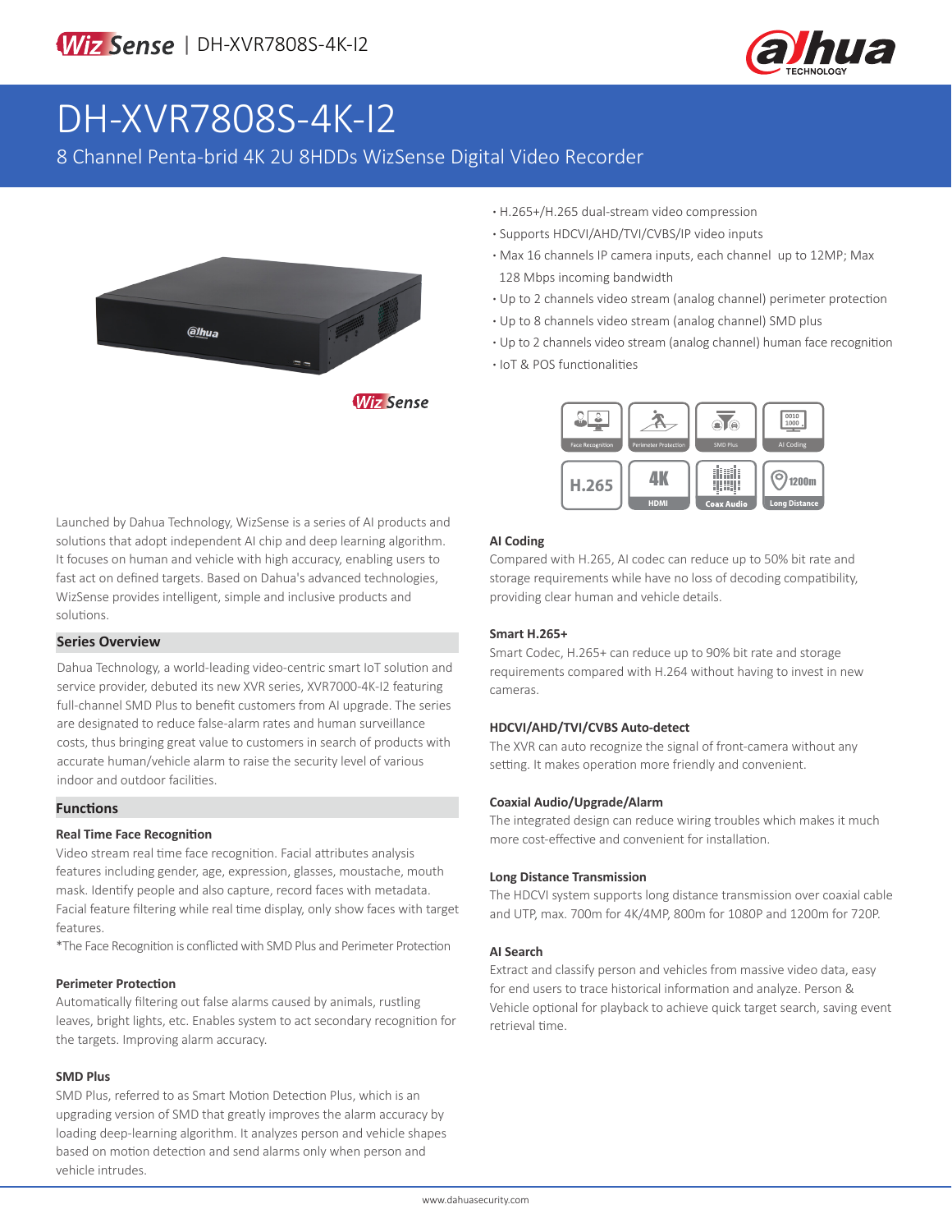# DH-XVR7808S-4K-I2

8 Channel Penta-brid 4K 2U 8HDDs WizSense Digital Video Recorder

- H.265+/H.265 dual-stream video compression
- Supports HDCVI/AHD/TVI/CVBS/IP video inputs
- Max 16 channels IP camera inputs, each channel up to 12MP; Max 128 Mbps incoming bandwidth
- Up to 2 channels video stream (analog channel) perimeter protection
- Up to 8 channels video stream (analog channel) SMD plus
- Up to 2 channels video stream (analog channel) human face recognition
- IoT & POS functionalities

Launched by Dahua Technology, WizSense is a series of AI products and solutions that adopt independent AI chip and deep learning algorithm. It focuses on human and vehicle with high accuracy, enabling users to fast act on defined targets. Based on Dahua's advanced technologies, WizSense provides intelligent, simple and inclusive products and solutions.

## Series Overview

Dahua Technology, a world-leading video-centric smart IoT solution and service provider, debuted its new XVR series, XVR7000-4K-I2 featuring full-channel SMD Plus to benefit customers from AI upgrade. The series are designated to reduce false-alarm rates and human surveillance costs, thus bringing great value to customers in search of products with accurate human/vehicle alarm to raise the security level of various indoor and outdoor facilities.

## Functions

### Real Time Face Recognition

Video stream real time face recognition. Facial attributes analysis features including gender, age, expression, glasses, moustache, mouth mask. Identify people and also capture, record faces with metadata. Facial feature filtering while real time display, only show faces with target features.

*The Face Recognition is conflicted with SMD Plus and Perimeter Protection

### Perimeter Protection

Automatically filtering out false alarms caused by animals, rustling leaves, bright lights, etc. Enables system to act secondary recognition for the targets. Improving alarm accuracy.

### SMD Plus

SMD Plus, referred to as Smart Motion Detection Plus, which is an upgrading version of SMD that greatly improves the alarm accuracy by loading deep-learning algorithm. It analyzes person and vehicle shapes based on motion detection and send alarms only when person and vehicle intrudes.

### AI Coding

Compared with H.265, AI codec can reduce up to 50% bit rate and storage requirements while have no loss of decoding compatibility, providing clear human and vehicle details.

### Smart H.265+

Smart Codec, H.265+ can reduce up to 90% bit rate and storage requirements compared with H.264 without having to invest in new cameras.

### HDCVI/AHD/TVI/CVBS Auto-detect

The XVR can auto recognize the signal of front-camera without any setting. It makes operation more friendly and convenient.

### Coaxial Audio/Upgrade/Alarm

The integrated design can reduce wiring troubles which makes it much more cost-effective and convenient for installation.

### Long Distance Transmission

The HDCVI system supports long distance transmission over coaxial cable and UTP, max. 700m for 4K/4MP, 800m for 1080P and 1200m for 720P.

### AI Search

Extract and classify person and vehicles from massive video data, easy for end users to trace historical information and analyze. Person & Vehicle optional for playback to achieve quick target search, saving event retrieval time.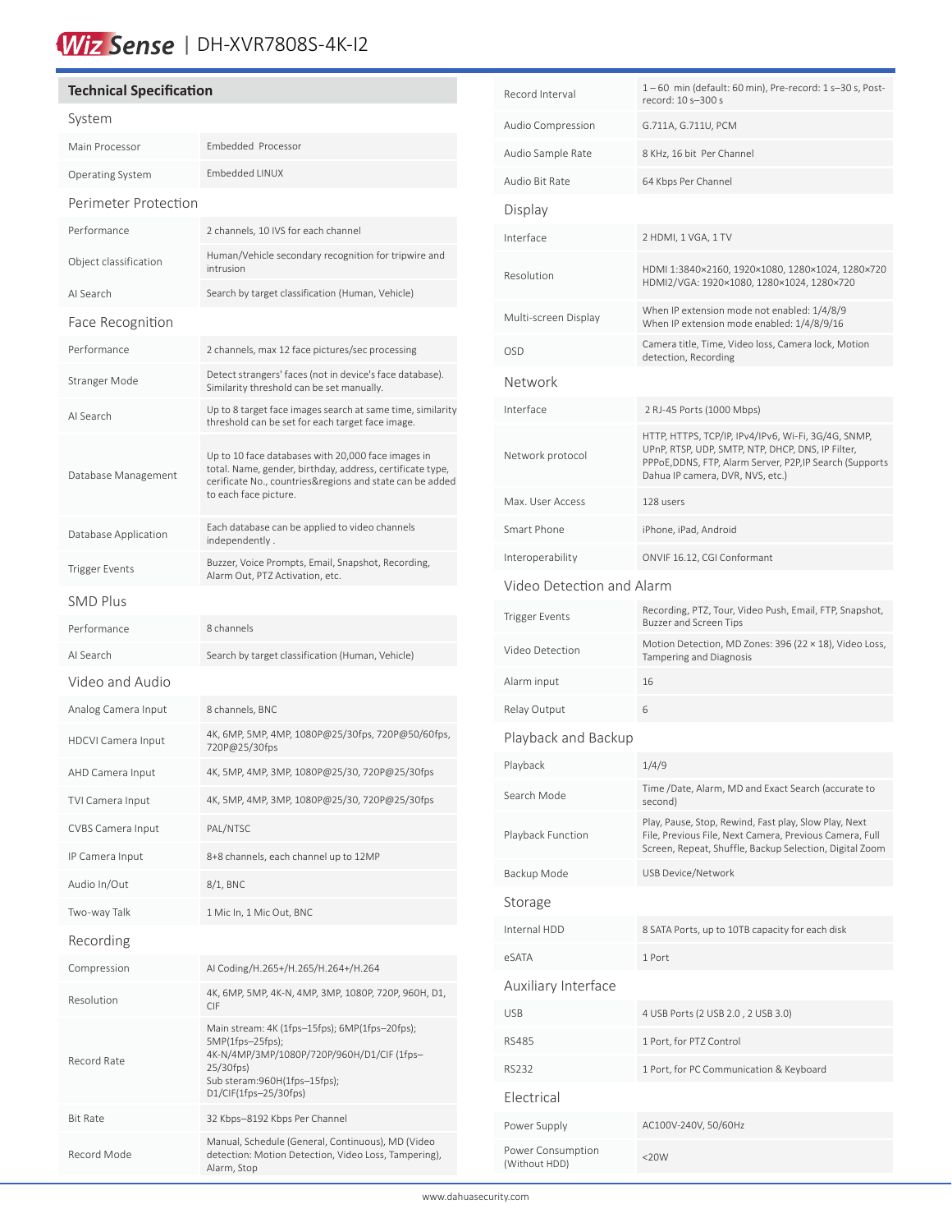# WizSense | DH-XVR7808S-4K-I2

## Technical Specification

### System

| | |
|---|---|
| Main Processor | Embedded Processor |
| Operating System | Embedded LINUX |

### Perimeter Protection

| | |
|---|---|
| Performance | 2 channels, 10 IVS for each channel |
| Object classification | Human/Vehicle secondary recognition for tripwire and intrusion |
| AI Search | Search by target classification (Human, Vehicle) |

### Face Recognition

| | |
|---|---|
| Performance | 2 channels, max 12 face pictures/sec processing |
| Stranger Mode | Detect strangers' faces (not in device's face database). Similarity threshold can be set manually. |
| AI Search | Up to 8 target face images search at same time, similarity threshold can be set for each target face image. |
| Database Management | Up to 10 face databases with 20,000 face images in total. Name, gender, birthday, address, certificate type, cerificate No., countries&regions and state can be added to each face picture. |
| Database Application | Each database can be applied to video channels independently . |
| Trigger Events | Buzzer, Voice Prompts, Email, Snapshot, Recording, Alarm Out, PTZ Activation, etc. |

### SMD Plus

| | |
|---|---|
| Performance | 8 channels |
| AI Search | Search by target classification (Human, Vehicle) |

### Video and Audio

| | |
|---|---|
| Analog Camera Input | 8 channels, BNC |
| HDCVI Camera Input | 4K, 6MP, 5MP, 4MP, 1080P@25/30fps, 720P@50/60fps, 720P@25/30fps |
| AHD Camera Input | 4K, 5MP, 4MP, 3MP, 1080P@25/30, 720P@25/30fps |
| TVI Camera Input | 4K, 5MP, 4MP, 3MP, 1080P@25/30, 720P@25/30fps |
| CVBS Camera Input | PAL/NTSC |
| IP Camera Input | 8+8 channels, each channel up to 12MP |
| Audio In/Out | 8/1, BNC |
| Two-way Talk | 1 Mic In, 1 Mic Out, BNC |

### Recording

| | |
|---|---|
| Compression | AI Coding/H.265+/H.265/H.264+/H.264 |
| Resolution | 4K, 6MP, 5MP, 4K-N, 4MP, 3MP, 1080P, 720P, 960H, D1, CIF |
| Record Rate | Main stream: 4K (1fps–15fps); 6MP(1fps–20fps); 5MP(1fps–25fps); 4K-N/4MP/3MP/1080P/720P/960H/D1/CIF (1fps–25/30fps) Sub steram:960H(1fps–15fps); D1/CIF(1fps–25/30fps) |
| Bit Rate | 32 Kbps–8192 Kbps Per Channel |
| Record Mode | Manual, Schedule (General, Continuous), MD (Video detection: Motion Detection, Video Loss, Tampering), Alarm, Stop |
| Record Interval | 1 – 60 min (default: 60 min), Pre-record: 1 s–30 s, Post-record: 10 s–300 s |
| Audio Compression | G.711A, G.711U, PCM |
| Audio Sample Rate | 8 KHz, 16 bit Per Channel |
| Audio Bit Rate | 64 Kbps Per Channel |

### Display

| | |
|---|---|
| Interface | 2 HDMI, 1 VGA, 1 TV |
| Resolution | HDMI 1:3840×2160, 1920×1080, 1280×1024, 1280×720 HDMI2/VGA: 1920×1080, 1280×1024, 1280×720 |
| Multi-screen Display | When IP extension mode not enabled: 1/4/8/9 When IP extension mode enabled: 1/4/8/9/16 |
| OSD | Camera title, Time, Video loss, Camera lock, Motion detection, Recording |

### Network

| | |
|---|---|
| Interface | 2 RJ-45 Ports (1000 Mbps) |
| Network protocol | HTTP, HTTPS, TCP/IP, IPv4/IPv6, Wi-Fi, 3G/4G, SNMP, UPnP, RTSP, UDP, SMTP, NTP, DHCP, DNS, IP Filter, PPPoE,DDNS, FTP, Alarm Server, P2P,IP Search (Supports Dahua IP camera, DVR, NVS, etc.) |
| Max. User Access | 128 users |
| Smart Phone | iPhone, iPad, Android |
| Interoperability | ONVIF 16.12, CGI Conformant |

### Video Detection and Alarm

| | |
|---|---|
| Trigger Events | Recording, PTZ, Tour, Video Push, Email, FTP, Snapshot, Buzzer and Screen Tips |
| Video Detection | Motion Detection, MD Zones: 396 (22 × 18), Video Loss, Tampering and Diagnosis |
| Alarm input | 16 |
| Relay Output | 6 |

### Playback and Backup

| | |
|---|---|
| Playback | 1/4/9 |
| Search Mode | Time /Date, Alarm, MD and Exact Search (accurate to second) |
| Playback Function | Play, Pause, Stop, Rewind, Fast play, Slow Play, Next File, Previous File, Next Camera, Previous Camera, Full Screen, Repeat, Shuffle, Backup Selection, Digital Zoom |
| Backup Mode | USB Device/Network |

### Storage

| | |
|---|---|
| Internal HDD | 8 SATA Ports, up to 10TB capacity for each disk |
| eSATA | 1 Port |

### Auxiliary Interface

| | |
|---|---|
| USB | 4 USB Ports (2 USB 2.0 , 2 USB 3.0) |
| RS485 | 1 Port, for PTZ Control |
| RS232 | 1 Port, for PC Communication & Keyboard |

### Electrical

| | |
|---|---|
| Power Supply | AC100V-240V, 50/60Hz |
| Power Consumption (Without HDD) | <20W |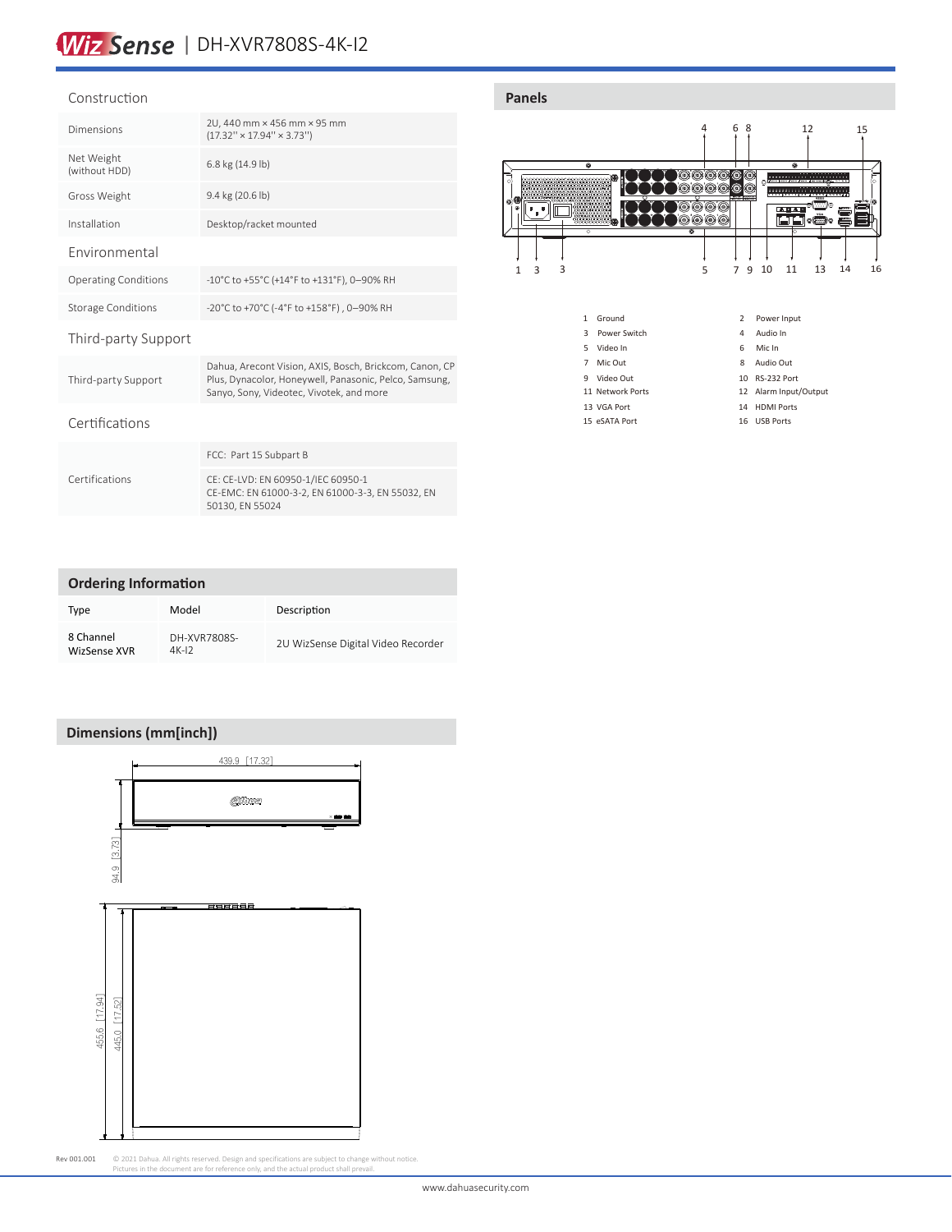# WizSense | DH-XVR7808S-4K-I2

## Construction

| | |
|---|---|
| Dimensions | 2U, 440 mm × 456 mm × 95 mm (17.32" × 17.94" × 3.73") |
| Net Weight (without HDD) | 6.8 kg (14.9 lb) |
| Gross Weight | 9.4 kg (20.6 lb) |
| Installation | Desktop/racket mounted |

## Environmental

| | |
|---|---|
| Operating Conditions | -10°C to +55°C (+14°F to +131°F), 0–90% RH |
| Storage Conditions | -20°C to +70°C (-4°F to +158°F) , 0–90% RH |

## Third-party Support

| | |
|---|---|
| Third-party Support | Dahua, Arecont Vision, AXIS, Bosch, Brickcom, Canon, CP Plus, Dynacolor, Honeywell, Panasonic, Pelco, Samsung, Sanyo, Sony, Videotec, Vivotek, and more |

## Certifications

| | |
|---|---|
| Certifications | FCC: Part 15 Subpart B |
| | CE: CE-LVD: EN 60950-1/IEC 60950-1<br>CE-EMC: EN 61000-3-2, EN 61000-3-3, EN 55032, EN 50130, EN 55024 |

## Panels

4 6 8 12 15

1 3 3 5 7 9 10 11 13 14 16

| | | | |
|---|---|---|---|
| 1 | Ground | 2 | Power Input |
| 3 | Power Switch | 4 | Audio In |
| 5 | Video In | 6 | Mic In |
| 7 | Mic Out | 8 | Audio Out |
| 9 | Video Out | 10 | RS-232 Port |
| 11 | Network Ports | 12 | Alarm Input/Output |
| 13 | VGA Port | 14 | HDMI Ports |
| 15 | eSATA Port | 16 | USB Ports |

## Ordering Information

| Type | Model | Description |
|---|---|---|
| 8 Channel WizSense XVR | DH-XVR7808S-4K-I2 | 2U WizSense Digital Video Recorder |

## Dimensions (mm[inch])

439.9 [17.32]

94.9 [3.73]

455.6 [17.94]

445.0 [17.52]

Rev 001.001 © 2021 Dahua. All rights reserved. Design and specifications are subject to change without notice. Pictures in the document are for reference only, and the actual product shall prevail.

www.dahuasecurity.com